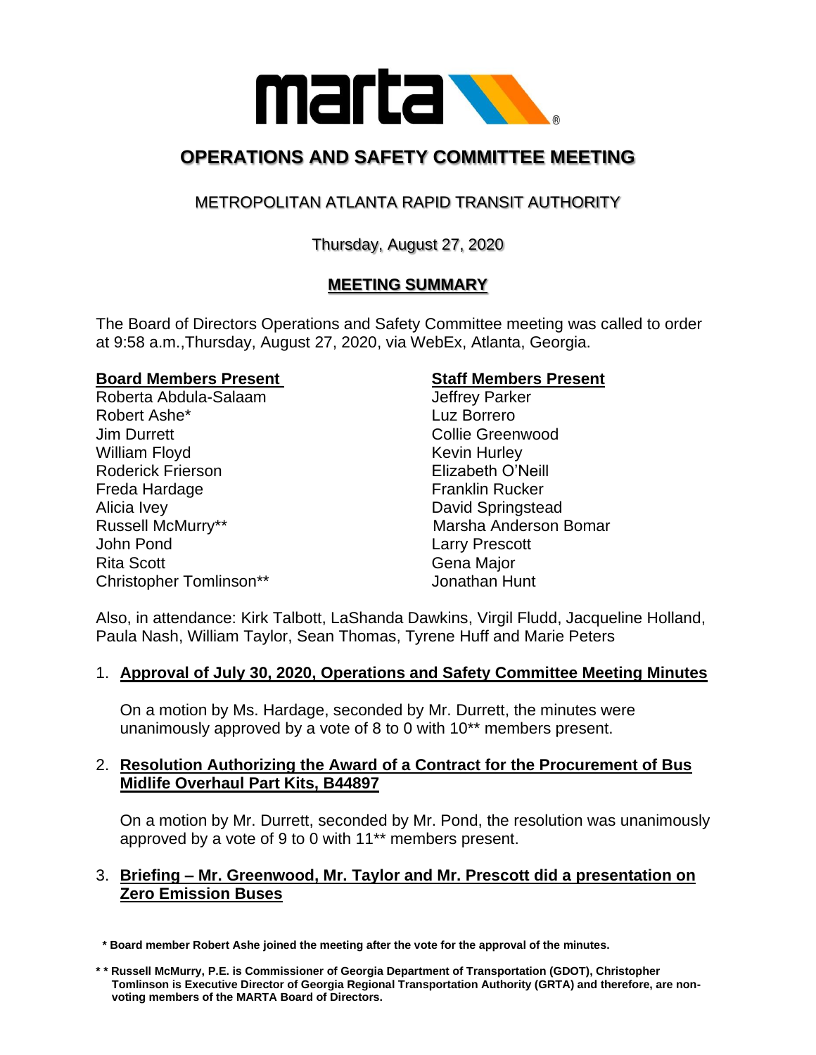# OPERATIONS AND SAFETY COMMITTEE MEETING

## METROPOLITAN ATLANTA RAPID TRANSIT AUTHORITY

Thursday, August 27, 2020

## MEETING SUMMARY

The Board of Directors Operations and Safety Committee meeting was called to order at 9:58 a.m.,Thursday, August 27, 2020, via WebEx, Atlanta, Georgia.

**Board Members Present**

Roberta Abdula-Salaam
Robert Ashe*
Jim Durrett
William Floyd
Roderick Frierson
Freda Hardage
Alicia Ivey
Russell McMurry**
John Pond
Rita Scott
Christopher Tomlinson**

**Staff Members Present**

Jeffrey Parker
Luz Borrero
Collie Greenwood
Kevin Hurley
Elizabeth O'Neill
Franklin Rucker
David Springstead
Marsha Anderson Bomar
Larry Prescott
Gena Major
Jonathan Hunt

Also, in attendance: Kirk Talbott, LaShanda Dawkins, Virgil Fludd, Jacqueline Holland, Paula Nash, William Taylor, Sean Thomas, Tyrene Huff and Marie Peters

1. **Approval of July 30, 2020, Operations and Safety Committee Meeting Minutes**

   On a motion by Ms. Hardage, seconded by Mr. Durrett, the minutes were unanimously approved by a vote of 8 to 0 with 10** members present.

2. **Resolution Authorizing the Award of a Contract for the Procurement of Bus Midlife Overhaul Part Kits, B44897**

   On a motion by Mr. Durrett, seconded by Mr. Pond, the resolution was unanimously approved by a vote of 9 to 0 with 11** members present.

3. **Briefing – Mr. Greenwood, Mr. Taylor and Mr. Prescott did a presentation on Zero Emission Buses**

**\* Board member Robert Ashe joined the meeting after the vote for the approval of the minutes.**

**\*\* Russell McMurry, P.E. is Commissioner of Georgia Department of Transportation (GDOT), Christopher Tomlinson is Executive Director of Georgia Regional Transportation Authority (GRTA) and therefore, are non-voting members of the MARTA Board of Directors.**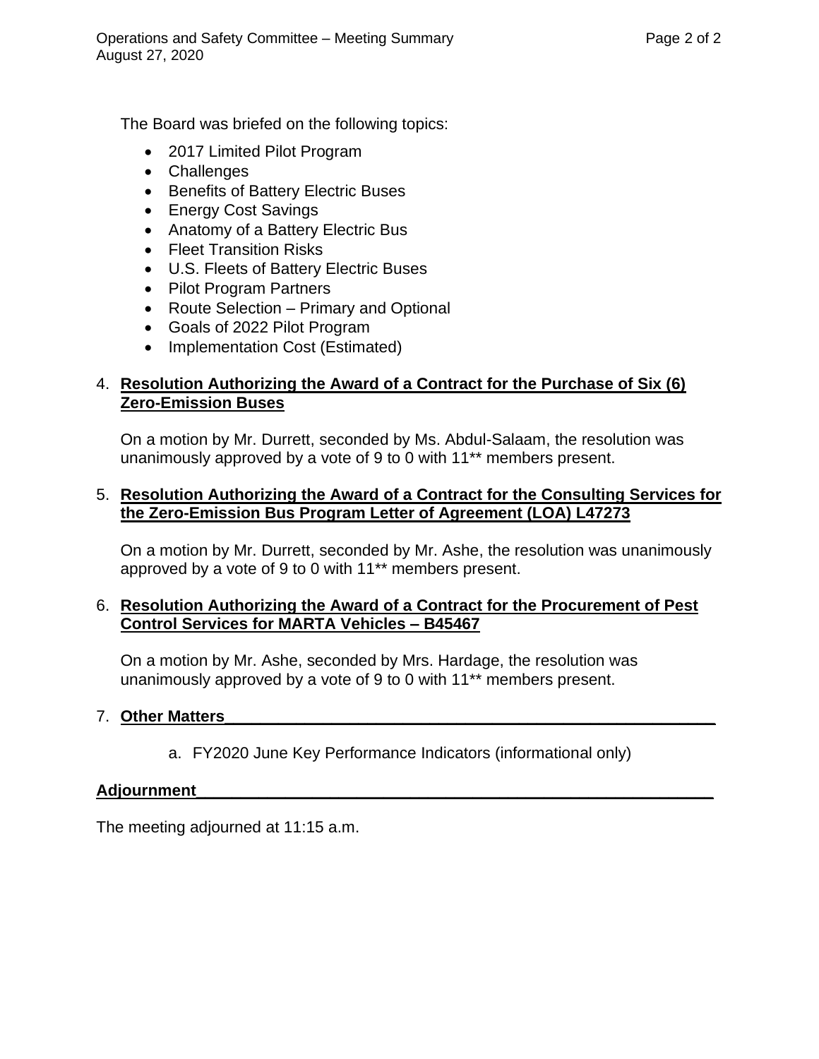The Board was briefed on the following topics:

- 2017 Limited Pilot Program
- Challenges
- Benefits of Battery Electric Buses
- Energy Cost Savings
- Anatomy of a Battery Electric Bus
- Fleet Transition Risks
- U.S. Fleets of Battery Electric Buses
- Pilot Program Partners
- Route Selection – Primary and Optional
- Goals of 2022 Pilot Program
- Implementation Cost (Estimated)

4. **Resolution Authorizing the Award of a Contract for the Purchase of Six (6) Zero-Emission Buses**

   On a motion by Mr. Durrett, seconded by Ms. Abdul-Salaam, the resolution was unanimously approved by a vote of 9 to 0 with 11** members present.

5. **Resolution Authorizing the Award of a Contract for the Consulting Services for the Zero-Emission Bus Program Letter of Agreement (LOA) L47273**

   On a motion by Mr. Durrett, seconded by Mr. Ashe, the resolution was unanimously approved by a vote of 9 to 0 with 11** members present.

6. **Resolution Authorizing the Award of a Contract for the Procurement of Pest Control Services for MARTA Vehicles – B45467**

   On a motion by Mr. Ashe, seconded by Mrs. Hardage, the resolution was unanimously approved by a vote of 9 to 0 with 11** members present.

7. **Other Matters**

   a. FY2020 June Key Performance Indicators (informational only)

**Adjournment**

The meeting adjourned at 11:15 a.m.